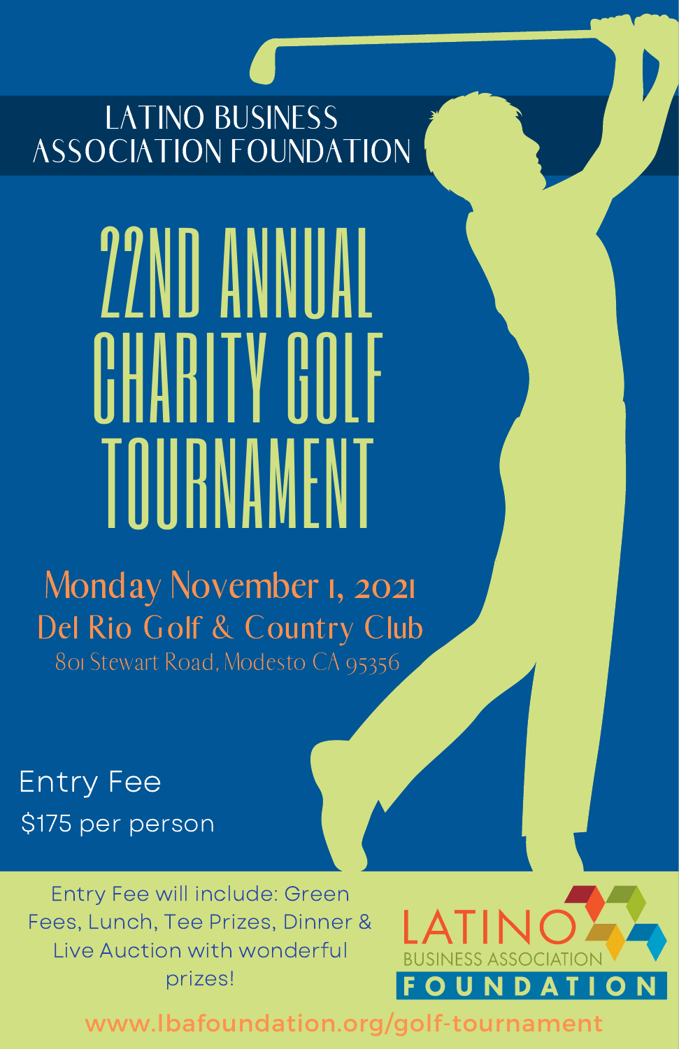## LATINO BUSINESS ASSOCIATION FOUNDATION

# 22ND ANNUAL CHARITY GOLF TOURNAMENT

**Monday November 1, 2021**

**Del Rio Golf & Country Club**

801 Stewart Road, Modesto CA 95356

### Entry Fee

$175 per person

Entry Fee will include: Green Fees, Lunch, Tee Prizes, Dinner & Live Auction with wonderful prizes!

LATINO BUSINESS ASSOCIATION FOUNDATION

www.lbafoundation.org/golf-tournament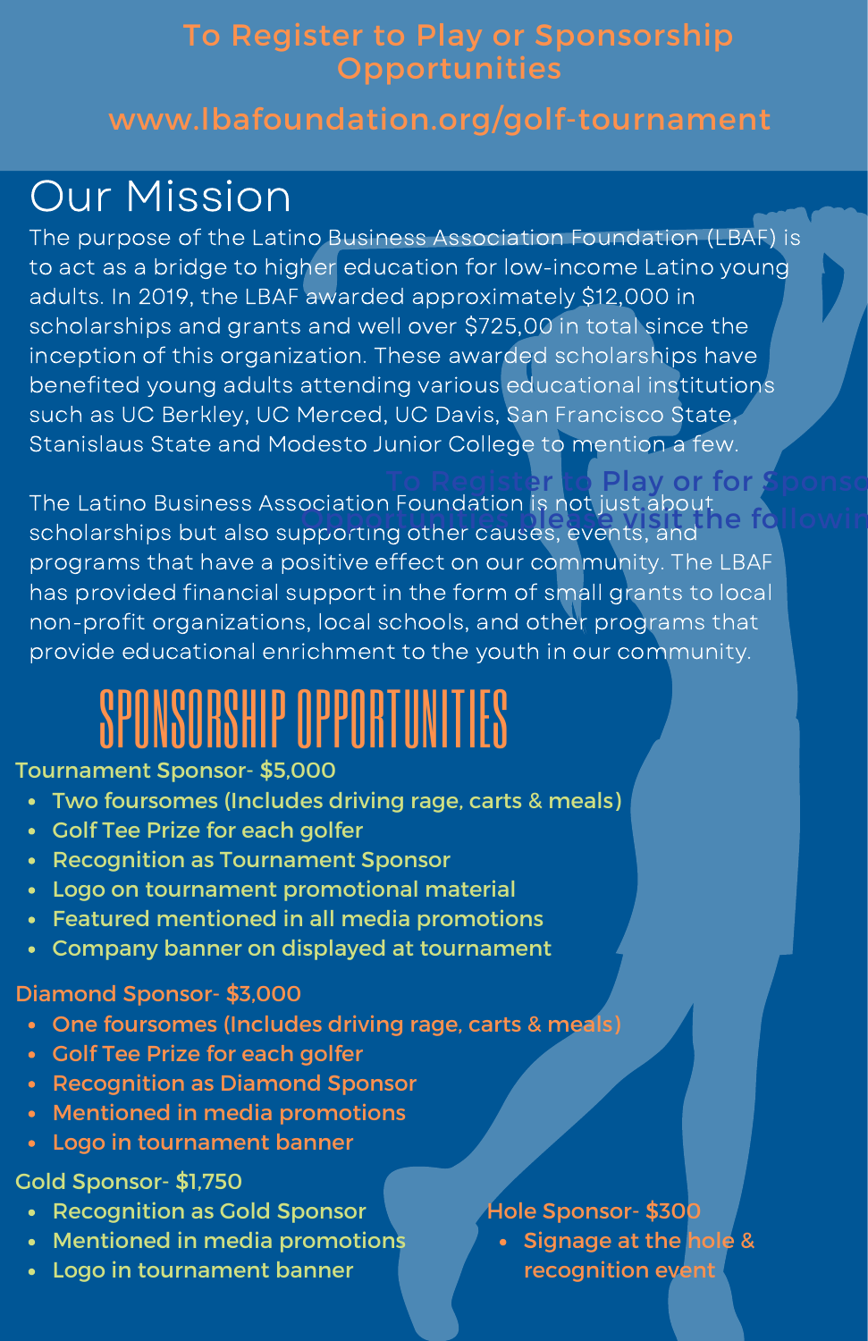## To Register to Play or Sponsorship Opportunities

www.lbafoundation.org/golf-tournament

# Our Mission

The purpose of the Latino Business Association Foundation (LBAF) is to act as a bridge to higher education for low-income Latino young adults. In 2019, the LBAF awarded approximately $12,000 in scholarships and grants and well over $725,00 in total since the inception of this organization. These awarded scholarships have benefited young adults attending various educational institutions such as UC Berkley, UC Merced, UC Davis, San Francisco State, Stanislaus State and Modesto Junior College to mention a few.

The Latino Business Association Foundation is not just about scholarships but also supporting other causes, events, and programs that have a positive effect on our community. The LBAF has provided financial support in the form of small grants to local non-profit organizations, local schools, and other programs that provide educational enrichment to the youth in our community.

# SPONSORSHIP OPPORTUNITIES

**Tournament Sponsor- $5,000**

- Two foursomes (Includes driving rage, carts & meals)
- Golf Tee Prize for each golfer
- Recognition as Tournament Sponsor
- Logo on tournament promotional material
- Featured mentioned in all media promotions
- Company banner on displayed at tournament

**Diamond Sponsor- $3,000**

- One foursomes (Includes driving rage, carts & meals)
- Golf Tee Prize for each golfer
- Recognition as Diamond Sponsor
- Mentioned in media promotions
- Logo in tournament banner

**Gold Sponsor- $1,750**

- Recognition as Gold Sponsor
- Mentioned in media promotions
- Logo in tournament banner

**Hole Sponsor- $300**

- Signage at the hole & recognition event